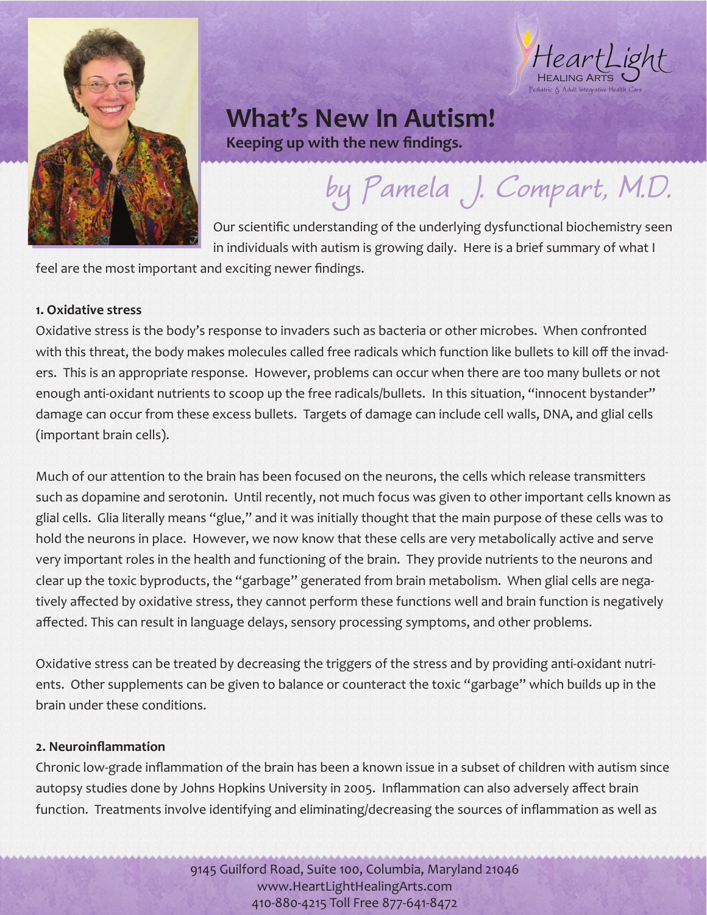# What's New In Autism!

**Keeping up with the new findings.**

*by Pamela J. Compart, M.D.*

Our scientific understanding of the underlying dysfunctional biochemistry seen in individuals with autism is growing daily. Here is a brief summary of what I feel are the most important and exciting newer findings.

**1. Oxidative stress**

Oxidative stress is the body's response to invaders such as bacteria or other microbes. When confronted with this threat, the body makes molecules called free radicals which function like bullets to kill off the invaders. This is an appropriate response. However, problems can occur when there are too many bullets or not enough anti-oxidant nutrients to scoop up the free radicals/bullets. In this situation, "innocent bystander" damage can occur from these excess bullets. Targets of damage can include cell walls, DNA, and glial cells (important brain cells).

Much of our attention to the brain has been focused on the neurons, the cells which release transmitters such as dopamine and serotonin. Until recently, not much focus was given to other important cells known as glial cells. Glia literally means "glue," and it was initially thought that the main purpose of these cells was to hold the neurons in place. However, we now know that these cells are very metabolically active and serve very important roles in the health and functioning of the brain. They provide nutrients to the neurons and clear up the toxic byproducts, the "garbage" generated from brain metabolism. When glial cells are negatively affected by oxidative stress, they cannot perform these functions well and brain function is negatively affected. This can result in language delays, sensory processing symptoms, and other problems.

Oxidative stress can be treated by decreasing the triggers of the stress and by providing anti-oxidant nutrients. Other supplements can be given to balance or counteract the toxic "garbage" which builds up in the brain under these conditions.

**2. Neuroinflammation**

Chronic low-grade inflammation of the brain has been a known issue in a subset of children with autism since autopsy studies done by Johns Hopkins University in 2005. Inflammation can also adversely affect brain function. Treatments involve identifying and eliminating/decreasing the sources of inflammation as well as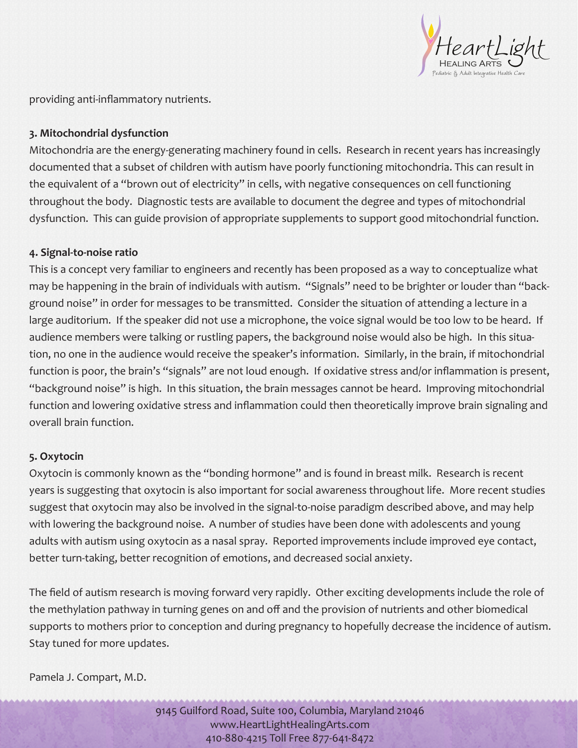providing anti-inflammatory nutrients.

**3. Mitochondrial dysfunction**

Mitochondria are the energy-generating machinery found in cells. Research in recent years has increasingly documented that a subset of children with autism have poorly functioning mitochondria. This can result in the equivalent of a "brown out of electricity" in cells, with negative consequences on cell functioning throughout the body. Diagnostic tests are available to document the degree and types of mitochondrial dysfunction. This can guide provision of appropriate supplements to support good mitochondrial function.

**4. Signal-to-noise ratio**

This is a concept very familiar to engineers and recently has been proposed as a way to conceptualize what may be happening in the brain of individuals with autism. "Signals" need to be brighter or louder than "background noise" in order for messages to be transmitted. Consider the situation of attending a lecture in a large auditorium. If the speaker did not use a microphone, the voice signal would be too low to be heard. If audience members were talking or rustling papers, the background noise would also be high. In this situation, no one in the audience would receive the speaker's information. Similarly, in the brain, if mitochondrial function is poor, the brain's "signals" are not loud enough. If oxidative stress and/or inflammation is present, "background noise" is high. In this situation, the brain messages cannot be heard. Improving mitochondrial function and lowering oxidative stress and inflammation could then theoretically improve brain signaling and overall brain function.

**5. Oxytocin**

Oxytocin is commonly known as the "bonding hormone" and is found in breast milk. Research is recent years is suggesting that oxytocin is also important for social awareness throughout life. More recent studies suggest that oxytocin may also be involved in the signal-to-noise paradigm described above, and may help with lowering the background noise. A number of studies have been done with adolescents and young adults with autism using oxytocin as a nasal spray. Reported improvements include improved eye contact, better turn-taking, better recognition of emotions, and decreased social anxiety.

The field of autism research is moving forward very rapidly. Other exciting developments include the role of the methylation pathway in turning genes on and off and the provision of nutrients and other biomedical supports to mothers prior to conception and during pregnancy to hopefully decrease the incidence of autism. Stay tuned for more updates.

Pamela J. Compart, M.D.

9145 Guilford Road, Suite 100, Columbia, Maryland 21046
www.HeartLightHealingArts.com
410-880-4215 Toll Free 877-641-8472